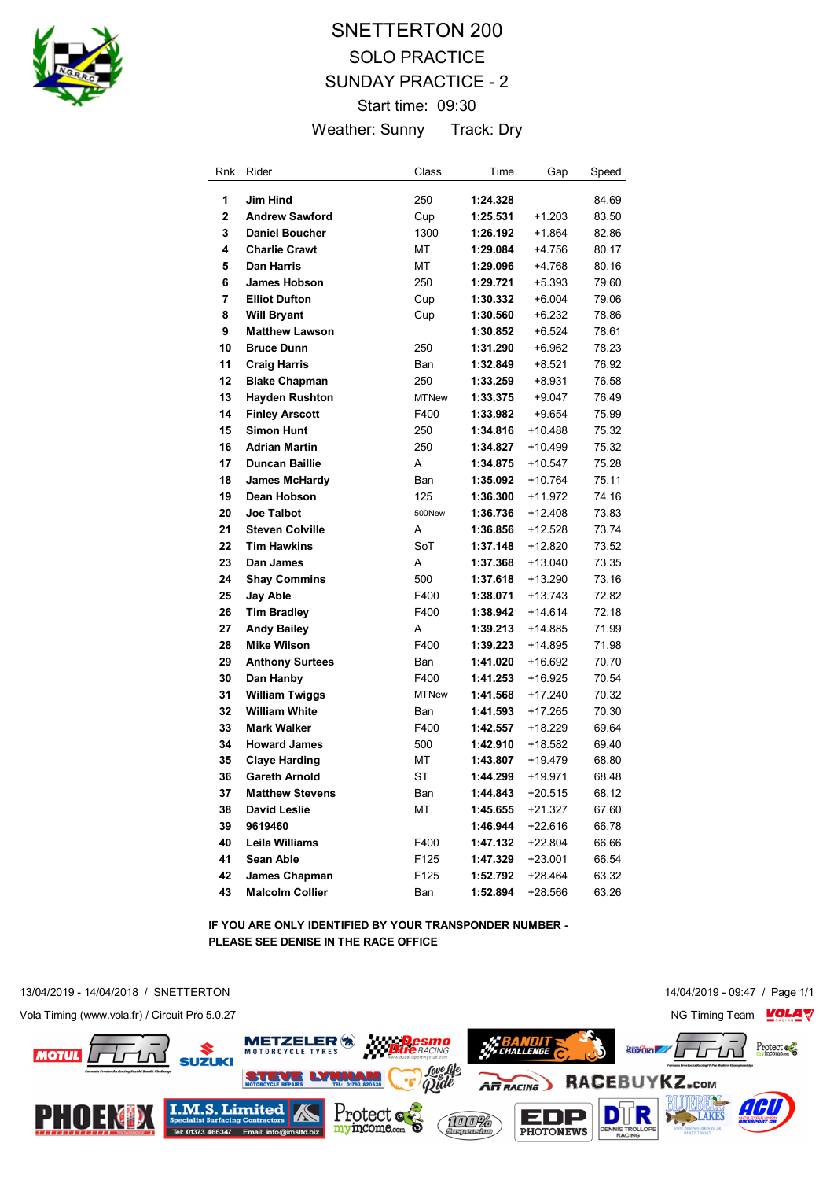# SNETTERTON 200

## SOLO PRACTICE

## SUNDAY PRACTICE - 2

Start time: 09:30

Weather: Sunny Track: Dry

| Rnk | Rider | Class | Time | Gap | Speed |
|---|---|---|---|---|---|
| 1 | **Jim Hind** | 250 | **1:24.328** | | 84.69 |
| 2 | **Andrew Sawford** | Cup | **1:25.531** | +1.203 | 83.50 |
| 3 | **Daniel Boucher** | 1300 | **1:26.192** | +1.864 | 82.86 |
| 4 | **Charlie Crawt** | MT | **1:29.084** | +4.756 | 80.17 |
| 5 | **Dan Harris** | MT | **1:29.096** | +4.768 | 80.16 |
| 6 | **James Hobson** | 250 | **1:29.721** | +5.393 | 79.60 |
| 7 | **Elliot Dufton** | Cup | **1:30.332** | +6.004 | 79.06 |
| 8 | **Will Bryant** | Cup | **1:30.560** | +6.232 | 78.86 |
| 9 | **Matthew Lawson** | | **1:30.852** | +6.524 | 78.61 |
| 10 | **Bruce Dunn** | 250 | **1:31.290** | +6.962 | 78.23 |
| 11 | **Craig Harris** | Ban | **1:32.849** | +8.521 | 76.92 |
| 12 | **Blake Chapman** | 250 | **1:33.259** | +8.931 | 76.58 |
| 13 | **Hayden Rushton** | MTNew | **1:33.375** | +9.047 | 76.49 |
| 14 | **Finley Arscott** | F400 | **1:33.982** | +9.654 | 75.99 |
| 15 | **Simon Hunt** | 250 | **1:34.816** | +10.488 | 75.32 |
| 16 | **Adrian Martin** | 250 | **1:34.827** | +10.499 | 75.32 |
| 17 | **Duncan Baillie** | A | **1:34.875** | +10.547 | 75.28 |
| 18 | **James McHardy** | Ban | **1:35.092** | +10.764 | 75.11 |
| 19 | **Dean Hobson** | 125 | **1:36.300** | +11.972 | 74.16 |
| 20 | **Joe Talbot** | 500New | **1:36.736** | +12.408 | 73.83 |
| 21 | **Steven Colville** | A | **1:36.856** | +12.528 | 73.74 |
| 22 | **Tim Hawkins** | SoT | **1:37.148** | +12.820 | 73.52 |
| 23 | **Dan James** | A | **1:37.368** | +13.040 | 73.35 |
| 24 | **Shay Commins** | 500 | **1:37.618** | +13.290 | 73.16 |
| 25 | **Jay Able** | F400 | **1:38.071** | +13.743 | 72.82 |
| 26 | **Tim Bradley** | F400 | **1:38.942** | +14.614 | 72.18 |
| 27 | **Andy Bailey** | A | **1:39.213** | +14.885 | 71.99 |
| 28 | **Mike Wilson** | F400 | **1:39.223** | +14.895 | 71.98 |
| 29 | **Anthony Surtees** | Ban | **1:41.020** | +16.692 | 70.70 |
| 30 | **Dan Hanby** | F400 | **1:41.253** | +16.925 | 70.54 |
| 31 | **William Twiggs** | MTNew | **1:41.568** | +17.240 | 70.32 |
| 32 | **William White** | Ban | **1:41.593** | +17.265 | 70.30 |
| 33 | **Mark Walker** | F400 | **1:42.557** | +18.229 | 69.64 |
| 34 | **Howard James** | 500 | **1:42.910** | +18.582 | 69.40 |
| 35 | **Claye Harding** | MT | **1:43.807** | +19.479 | 68.80 |
| 36 | **Gareth Arnold** | ST | **1:44.299** | +19.971 | 68.48 |
| 37 | **Matthew Stevens** | Ban | **1:44.843** | +20.515 | 68.12 |
| 38 | **David Leslie** | MT | **1:45.655** | +21.327 | 67.60 |
| 39 | **9619460** | | **1:46.944** | +22.616 | 66.78 |
| 40 | **Leila Williams** | F400 | **1:47.132** | +22.804 | 66.66 |
| 41 | **Sean Able** | F125 | **1:47.329** | +23.001 | 66.54 |
| 42 | **James Chapman** | F125 | **1:52.792** | +28.464 | 63.32 |
| 43 | **Malcolm Collier** | Ban | **1:52.894** | +28.566 | 63.26 |

**IF YOU ARE ONLY IDENTIFIED BY YOUR TRANSPONDER NUMBER - PLEASE SEE DENISE IN THE RACE OFFICE**

13/04/2019 - 14/04/2018 / SNETTERTON

14/04/2019 - 09:47

Vola Timing (www.vola.fr) / Circuit Pro 5.0.27

NG Timing Team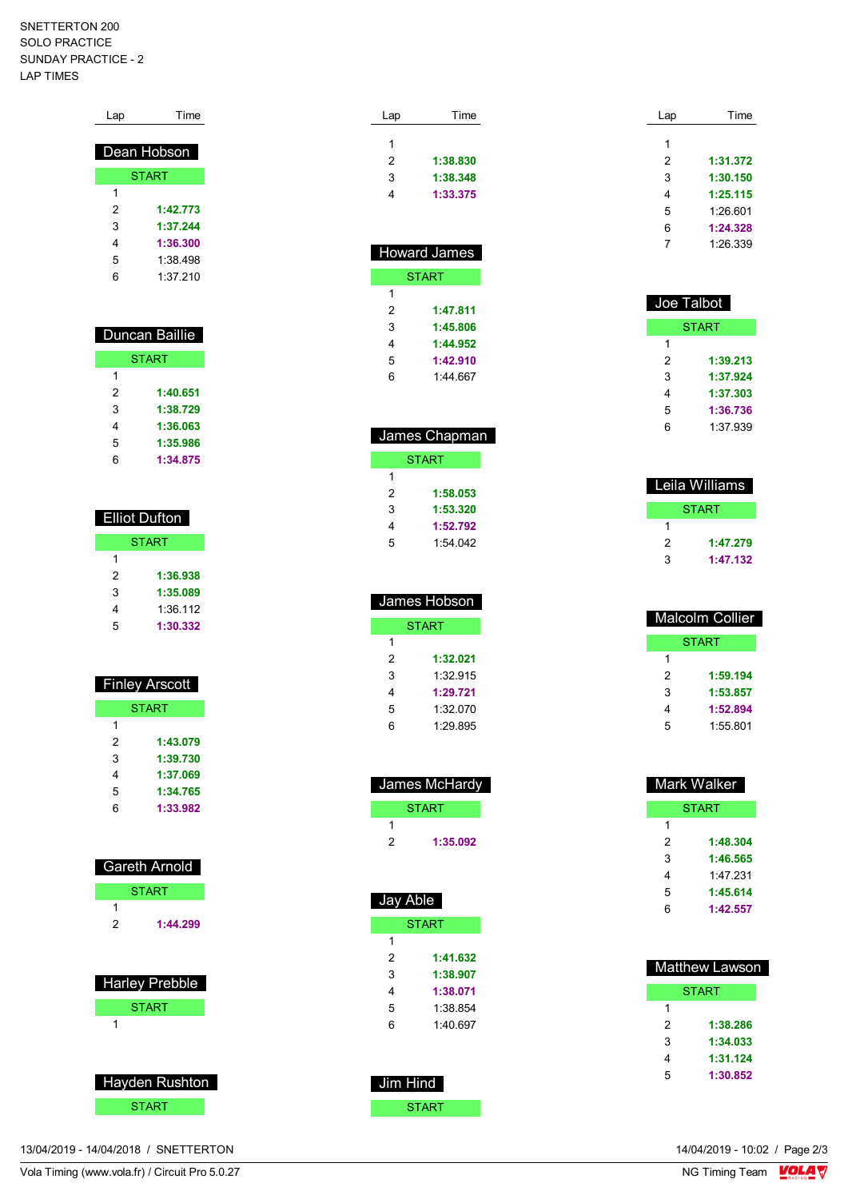SNETTERTON 200
SOLO PRACTICE
SUNDAY PRACTICE - 2
LAP TIMES

## Dean Hobson

| Lap | Time |
|---|---|
| START | |
| 1 | |
| 2 | 1:42.773 |
| 3 | 1:37.244 |
| 4 | 1:36.300 |
| 5 | 1:38.498 |
| 6 | 1:37.210 |

## Duncan Baillie

| Lap | Time |
|---|---|
| START | |
| 1 | |
| 2 | 1:40.651 |
| 3 | 1:38.729 |
| 4 | 1:36.063 |
| 5 | 1:35.986 |
| 6 | 1:34.875 |

## Elliot Dufton

| Lap | Time |
|---|---|
| START | |
| 1 | |
| 2 | 1:36.938 |
| 3 | 1:35.089 |
| 4 | 1:36.112 |
| 5 | 1:30.332 |

## Finley Arscott

| Lap | Time |
|---|---|
| START | |
| 1 | |
| 2 | 1:43.079 |
| 3 | 1:39.730 |
| 4 | 1:37.069 |
| 5 | 1:34.765 |
| 6 | 1:33.982 |

## Gareth Arnold

| Lap | Time |
|---|---|
| START | |
| 1 | |
| 2 | 1:44.299 |

## Harley Prebble

| Lap | Time |
|---|---|
| START | |
| 1 | |

## Hayden Rushton

| Lap | Time |
|---|---|
| START | |
| 1 | |
| 2 | 1:38.830 |
| 3 | 1:38.348 |
| 4 | 1:33.375 |

## Howard James

| Lap | Time |
|---|---|
| START | |
| 1 | |
| 2 | 1:47.811 |
| 3 | 1:45.806 |
| 4 | 1:44.952 |
| 5 | 1:42.910 |
| 6 | 1:44.667 |

## James Chapman

| Lap | Time |
|---|---|
| START | |
| 1 | |
| 2 | 1:58.053 |
| 3 | 1:53.320 |
| 4 | 1:52.792 |
| 5 | 1:54.042 |

## James Hobson

| Lap | Time |
|---|---|
| START | |
| 1 | |
| 2 | 1:32.021 |
| 3 | 1:32.915 |
| 4 | 1:29.721 |
| 5 | 1:32.070 |
| 6 | 1:29.895 |

## James McHardy

| Lap | Time |
|---|---|
| START | |
| 1 | |
| 2 | 1:35.092 |

## Jay Able

| Lap | Time |
|---|---|
| START | |
| 1 | |
| 2 | 1:41.632 |
| 3 | 1:38.907 |
| 4 | 1:38.071 |
| 5 | 1:38.854 |
| 6 | 1:40.697 |

## Jim Hind

| Lap | Time |
|---|---|
| START | |
| 1 | |
| 2 | 1:31.372 |
| 3 | 1:30.150 |
| 4 | 1:25.115 |
| 5 | 1:26.601 |
| 6 | 1:24.328 |
| 7 | 1:26.339 |

## Joe Talbot

| Lap | Time |
|---|---|
| START | |
| 1 | |
| 2 | 1:39.213 |
| 3 | 1:37.924 |
| 4 | 1:37.303 |
| 5 | 1:36.736 |
| 6 | 1:37.939 |

## Leila Williams

| Lap | Time |
|---|---|
| START | |
| 1 | |
| 2 | 1:47.279 |
| 3 | 1:47.132 |

## Malcolm Collier

| Lap | Time |
|---|---|
| START | |
| 1 | |
| 2 | 1:59.194 |
| 3 | 1:53.857 |
| 4 | 1:52.894 |
| 5 | 1:55.801 |

## Mark Walker

| Lap | Time |
|---|---|
| START | |
| 1 | |
| 2 | 1:48.304 |
| 3 | 1:46.565 |
| 4 | 1:47.231 |
| 5 | 1:45.614 |
| 6 | 1:42.557 |

## Matthew Lawson

| Lap | Time |
|---|---|
| START | |
| 1 | |
| 2 | 1:38.286 |
| 3 | 1:34.033 |
| 4 | 1:31.124 |
| 5 | 1:30.852 |

13/04/2019 - 14/04/2018 / SNETTERTON

14/04/2019 - 10:02

Vola Timing (www.vola.fr) / Circuit Pro 5.0.27

NG Timing Team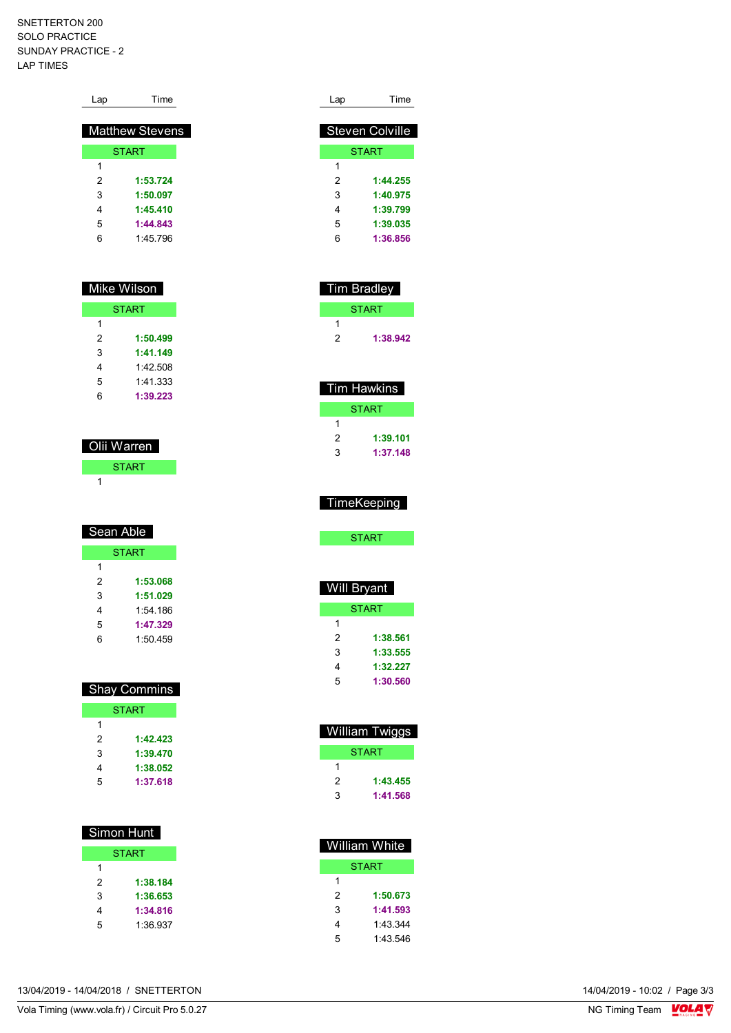SNETTERTON 200
SOLO PRACTICE
SUNDAY PRACTICE - 2
LAP TIMES

### Matthew Stevens

| Lap | Time |
|---|---|
| START | |
| 1 | |
| 2 | 1:53.724 |
| 3 | 1:50.097 |
| 4 | 1:45.410 |
| 5 | 1:44.843 |
| 6 | 1:45.796 |

### Mike Wilson

| Lap | Time |
|---|---|
| START | |
| 1 | |
| 2 | 1:50.499 |
| 3 | 1:41.149 |
| 4 | 1:42.508 |
| 5 | 1:41.333 |
| 6 | 1:39.223 |

### Olii Warren

| Lap | Time |
|---|---|
| START | |
| 1 | |

### Sean Able

| Lap | Time |
|---|---|
| START | |
| 1 | |
| 2 | 1:53.068 |
| 3 | 1:51.029 |
| 4 | 1:54.186 |
| 5 | 1:47.329 |
| 6 | 1:50.459 |

### Shay Commins

| Lap | Time |
|---|---|
| START | |
| 1 | |
| 2 | 1:42.423 |
| 3 | 1:39.470 |
| 4 | 1:38.052 |
| 5 | 1:37.618 |

### Simon Hunt

| Lap | Time |
|---|---|
| START | |
| 1 | |
| 2 | 1:38.184 |
| 3 | 1:36.653 |
| 4 | 1:34.816 |
| 5 | 1:36.937 |

### Steven Colville

| Lap | Time |
|---|---|
| START | |
| 1 | |
| 2 | 1:44.255 |
| 3 | 1:40.975 |
| 4 | 1:39.799 |
| 5 | 1:39.035 |
| 6 | 1:36.856 |

### Tim Bradley

| Lap | Time |
|---|---|
| START | |
| 1 | |
| 2 | 1:38.942 |

### Tim Hawkins

| Lap | Time |
|---|---|
| START | |
| 1 | |
| 2 | 1:39.101 |
| 3 | 1:37.148 |

### TimeKeeping

| Lap | Time |
|---|---|
| START | |

### Will Bryant

| Lap | Time |
|---|---|
| START | |
| 1 | |
| 2 | 1:38.561 |
| 3 | 1:33.555 |
| 4 | 1:32.227 |
| 5 | 1:30.560 |

### William Twiggs

| Lap | Time |
|---|---|
| START | |
| 1 | |
| 2 | 1:43.455 |
| 3 | 1:41.568 |

### William White

| Lap | Time |
|---|---|
| START | |
| 1 | |
| 2 | 1:50.673 |
| 3 | 1:41.593 |
| 4 | 1:43.344 |
| 5 | 1:43.546 |

13/04/2019 - 14/04/2018 / SNETTERTON
14/04/2019 - 10:02
Vola Timing (www.vola.fr) / Circuit Pro 5.0.27
NG Timing Team